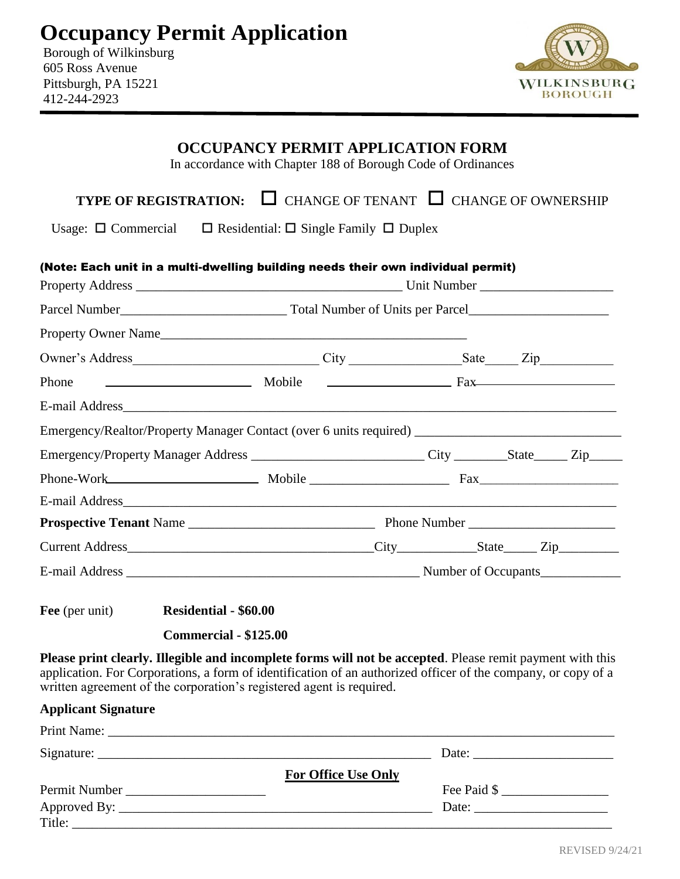# Occupancy Permit Application

Borough of Wilkinsburg
605 Ross Avenue
Pittsburgh, PA 15221
412-244-2923

WILKINSBURG BOROUGH

## OCCUPANCY PERMIT APPLICATION FORM

In accordance with Chapter 188 of Borough Code of Ordinances

**TYPE OF REGISTRATION:** ☐ CHANGE OF TENANT ☐ CHANGE OF OWNERSHIP

Usage: ☐ Commercial ☐ Residential: ☐ Single Family ☐ Duplex

**(Note: Each unit in a multi-dwelling building needs their own individual permit)**

Property Address ________________________________________ Unit Number ____________________

Parcel Number_________________________ Total Number of Units per Parcel_____________________

Property Owner Name_______________________________________________

Owner's Address____________________________ City ________________Sate_____ Zip__________

Phone ______________________ Mobile ___________________ Fax____________________

E-mail Address___________________________________________________________________________

Emergency/Realtor/Property Manager Contact (over 6 units required) ______________________________

Emergency/Property Manager Address _________________________ City ________State_____ Zip_____

Phone-Work_______________________ Mobile _____________________ Fax_____________________

E-mail Address___________________________________________________________________________

**Prospective Tenant** Name ___________________________ Phone Number ______________________

Current Address_____________________________________City____________State_____ Zip_________

E-mail Address _____________________________________________ Number of Occupants____________

**Fee** (per unit) **Residential - $60.00**

**Commercial - $125.00**

**Please print clearly. Illegible and incomplete forms will not be accepted**. Please remit payment with this application. For Corporations, a form of identification of an authorized officer of the company, or copy of a written agreement of the corporation's registered agent is required.

**Applicant Signature**

Print Name: ______________________________________________________________________________

Signature: ___________________________________________________ Date: _____________________

**For Office Use Only**

Permit Number _____________________ Fee Paid $ ________________

Approved By: _______________________________________________ Date: ____________________

Title: _____________________________________________________________________________________

REVISED 9/24/21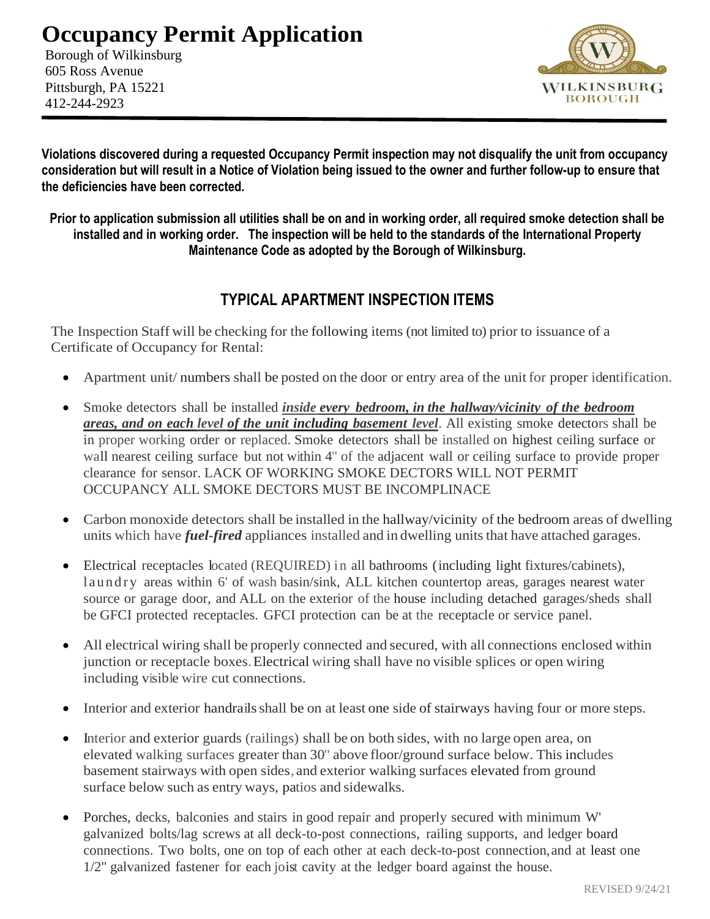# Occupancy Permit Application

Borough of Wilkinsburg
605 Ross Avenue
Pittsburgh, PA 15221
412-244-2923

**Violations discovered during a requested Occupancy Permit inspection may not disqualify the unit from occupancy consideration but will result in a Notice of Violation being issued to the owner and further follow-up to ensure that the deficiencies have been corrected.**

**Prior to application submission all utilities shall be on and in working order, all required smoke detection shall be installed and in working order. The inspection will be held to the standards of the International Property Maintenance Code as adopted by the Borough of Wilkinsburg.**

## TYPICAL APARTMENT INSPECTION ITEMS

The Inspection Staff will be checking for the following items (not limited to) prior to issuance of a Certificate of Occupancy for Rental:

- Apartment unit/ numbers shall be posted on the door or entry area of the unit for proper identification.
- Smoke detectors shall be installed ***inside every bedroom, in the hallway/vicinity of the bedroom areas, and on each level of the unit including basement level***. All existing smoke detectors shall be in proper working order or replaced. Smoke detectors shall be installed on highest ceiling surface or wall nearest ceiling surface but not within 4" of the adjacent wall or ceiling surface to provide proper clearance for sensor. LACK OF WORKING SMOKE DECTORS WILL NOT PERMIT OCCUPANCY ALL SMOKE DECTORS MUST BE INCOMPLINACE
- Carbon monoxide detectors shall be installed in the hallway/vicinity of the bedroom areas of dwelling units which have ***fuel-fired*** appliances installed and in dwelling units that have attached garages.
- Electrical receptacles located (REQUIRED) in all bathrooms (including light fixtures/cabinets), laundry areas within 6' of wash basin/sink, ALL kitchen countertop areas, garages nearest water source or garage door, and ALL on the exterior of the house including detached garages/sheds shall be GFCI protected receptacles. GFCI protection can be at the receptacle or service panel.
- All electrical wiring shall be properly connected and secured, with all connections enclosed within junction or receptacle boxes. Electrical wiring shall have no visible splices or open wiring including visible wire cut connections.
- Interior and exterior handrails shall be on at least one side of stairways having four or more steps.
- Interior and exterior guards (railings) shall be on both sides, with no large open area, on elevated walking surfaces greater than 30" above floor/ground surface below. This includes basement stairways with open sides, and exterior walking surfaces elevated from ground surface below such as entry ways, patios and sidewalks.
- Porches, decks, balconies and stairs in good repair and properly secured with minimum W' galvanized bolts/lag screws at all deck-to-post connections, railing supports, and ledger board connections. Two bolts, one on top of each other at each deck-to-post connection, and at least one 1/2" galvanized fastener for each joist cavity at the ledger board against the house.

REVISED 9/24/21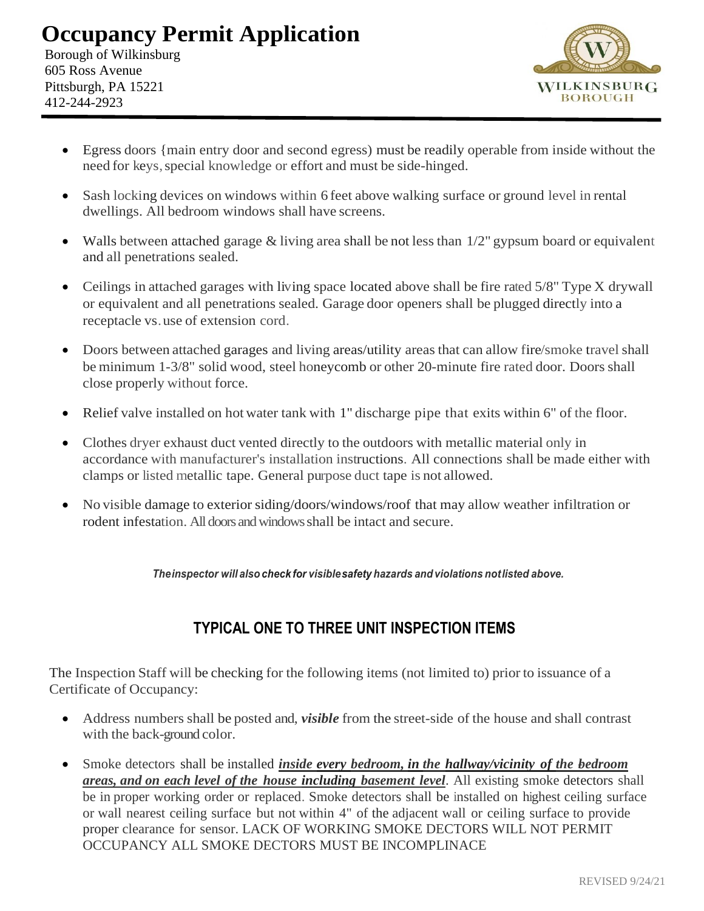# Occupancy Permit Application

Borough of Wilkinsburg
605 Ross Avenue
Pittsburgh, PA 15221
412-244-2923

- Egress doors {main entry door and second egress) must be readily operable from inside without the need for keys, special knowledge or effort and must be side-hinged.
- Sash locking devices on windows within 6 feet above walking surface or ground level in rental dwellings. All bedroom windows shall have screens.
- Walls between attached garage & living area shall be not less than 1/2" gypsum board or equivalent and all penetrations sealed.
- Ceilings in attached garages with living space located above shall be fire rated 5/8" Type X drywall or equivalent and all penetrations sealed. Garage door openers shall be plugged directly into a receptacle vs. use of extension cord.
- Doors between attached garages and living areas/utility areas that can allow fire/smoke travel shall be minimum 1-3/8" solid wood, steel honeycomb or other 20-minute fire rated door. Doors shall close properly without force.
- Relief valve installed on hot water tank with 1" discharge pipe that exits within 6" of the floor.
- Clothes dryer exhaust duct vented directly to the outdoors with metallic material only in accordance with manufacturer's installation instructions. All connections shall be made either with clamps or listed metallic tape. General purpose duct tape is not allowed.
- No visible damage to exterior siding/doors/windows/roof that may allow weather infiltration or rodent infestation. All doors and windows shall be intact and secure.

***Theinspector will also check for visiblesafety hazards and violations notlisted above.***

## TYPICAL ONE TO THREE UNIT INSPECTION ITEMS

The Inspection Staff will be checking for the following items (not limited to) prior to issuance of a Certificate of Occupancy:

- Address numbers shall be posted and, ***visible*** from the street-side of the house and shall contrast with the back-ground color.
- Smoke detectors shall be installed ***<u>inside every bedroom, in the hallway/vicinity of the bedroom areas, and on each level of the house including basement level</u>***. All existing smoke detectors shall be in proper working order or replaced. Smoke detectors shall be installed on highest ceiling surface or wall nearest ceiling surface but not within 4" of the adjacent wall or ceiling surface to provide proper clearance for sensor. LACK OF WORKING SMOKE DECTORS WILL NOT PERMIT OCCUPANCY ALL SMOKE DECTORS MUST BE INCOMPLINACE

REVISED 9/24/21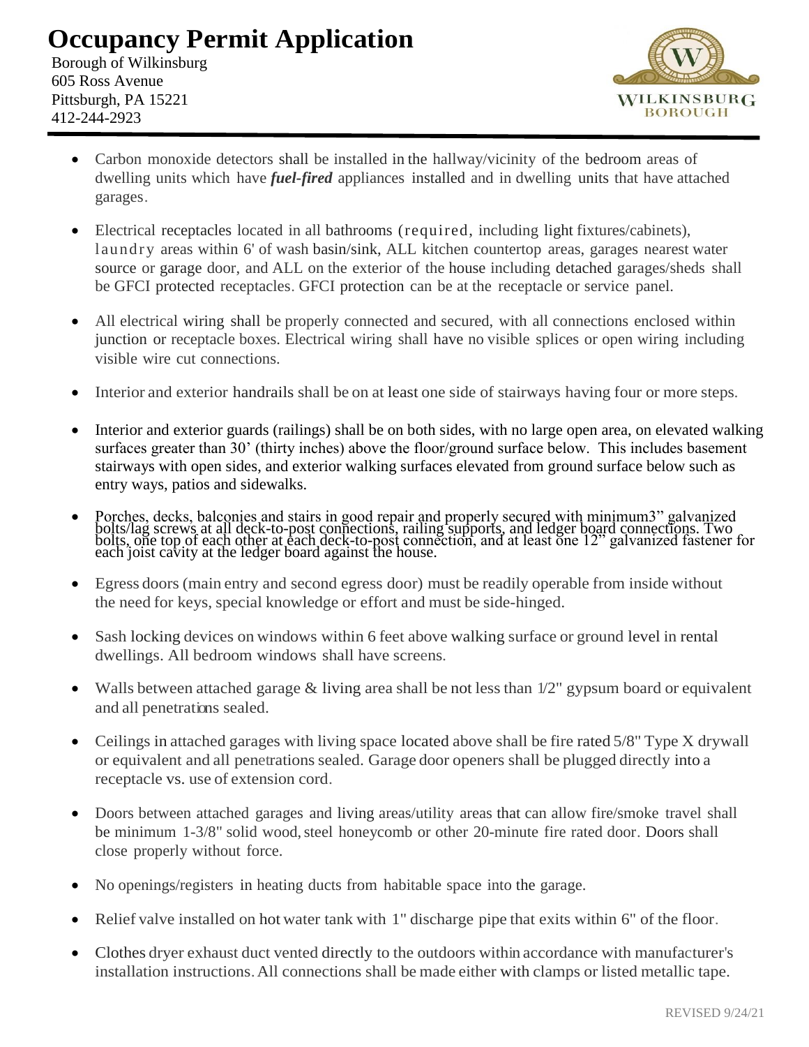# Occupancy Permit Application

Borough of Wilkinsburg
605 Ross Avenue
Pittsburgh, PA 15221
412-244-2923

- Carbon monoxide detectors shall be installed in the hallway/vicinity of the bedroom areas of dwelling units which have ***fuel-fired*** appliances installed and in dwelling units that have attached garages.
- Electrical receptacles located in all bathrooms (required, including light fixtures/cabinets), laundry areas within 6' of wash basin/sink, ALL kitchen countertop areas, garages nearest water source or garage door, and ALL on the exterior of the house including detached garages/sheds shall be GFCI protected receptacles. GFCI protection can be at the receptacle or service panel.
- All electrical wiring shall be properly connected and secured, with all connections enclosed within junction or receptacle boxes. Electrical wiring shall have no visible splices or open wiring including visible wire cut connections.
- Interior and exterior handrails shall be on at least one side of stairways having four or more steps.
- Interior and exterior guards (railings) shall be on both sides, with no large open area, on elevated walking surfaces greater than 30' (thirty inches) above the floor/ground surface below. This includes basement stairways with open sides, and exterior walking surfaces elevated from ground surface below such as entry ways, patios and sidewalks.
- Porches, decks, balconies and stairs in good repair and properly secured with minimum3" galvanized bolts/lag screws at all deck-to-post connections, railing supports, and ledger board connections. Two bolts, one top of each other at each deck-to-post connection, and at least one 12" galvanized fastener for each joist cavity at the ledger board against the house.
- Egress doors (main entry and second egress door) must be readily operable from inside without the need for keys, special knowledge or effort and must be side-hinged.
- Sash locking devices on windows within 6 feet above walking surface or ground level in rental dwellings. All bedroom windows shall have screens.
- Walls between attached garage & living area shall be not less than 1/2" gypsum board or equivalent and all penetrations sealed.
- Ceilings in attached garages with living space located above shall be fire rated 5/8" Type X drywall or equivalent and all penetrations sealed. Garage door openers shall be plugged directly into a receptacle vs. use of extension cord.
- Doors between attached garages and living areas/utility areas that can allow fire/smoke travel shall be minimum 1-3/8" solid wood, steel honeycomb or other 20-minute fire rated door. Doors shall close properly without force.
- No openings/registers in heating ducts from habitable space into the garage.
- Relief valve installed on hot water tank with 1" discharge pipe that exits within 6" of the floor.
- Clothes dryer exhaust duct vented directly to the outdoors within accordance with manufacturer's installation instructions. All connections shall be made either with clamps or listed metallic tape.

REVISED 9/24/21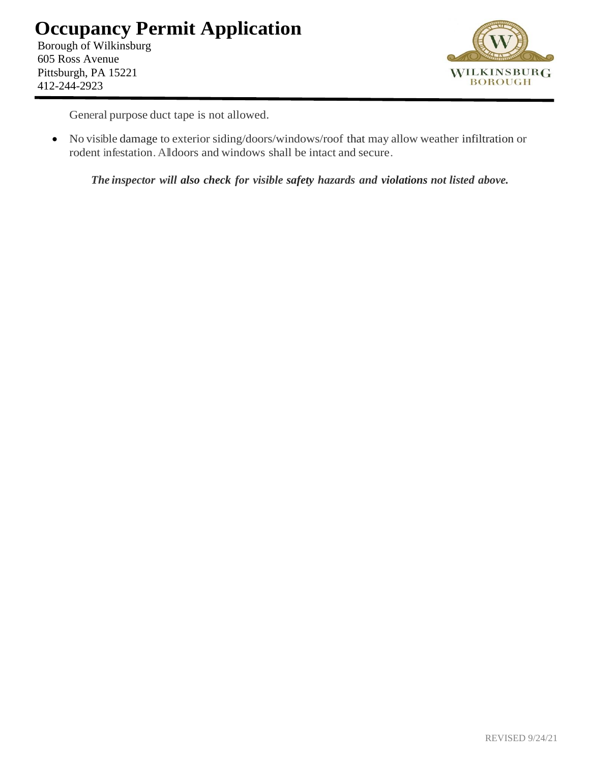General purpose duct tape is not allowed.

- No visible damage to exterior siding/doors/windows/roof that may allow weather infiltration or rodent infestation. All doors and windows shall be intact and secure.

***The inspector will also check for visible safety hazards and violations not listed above.***